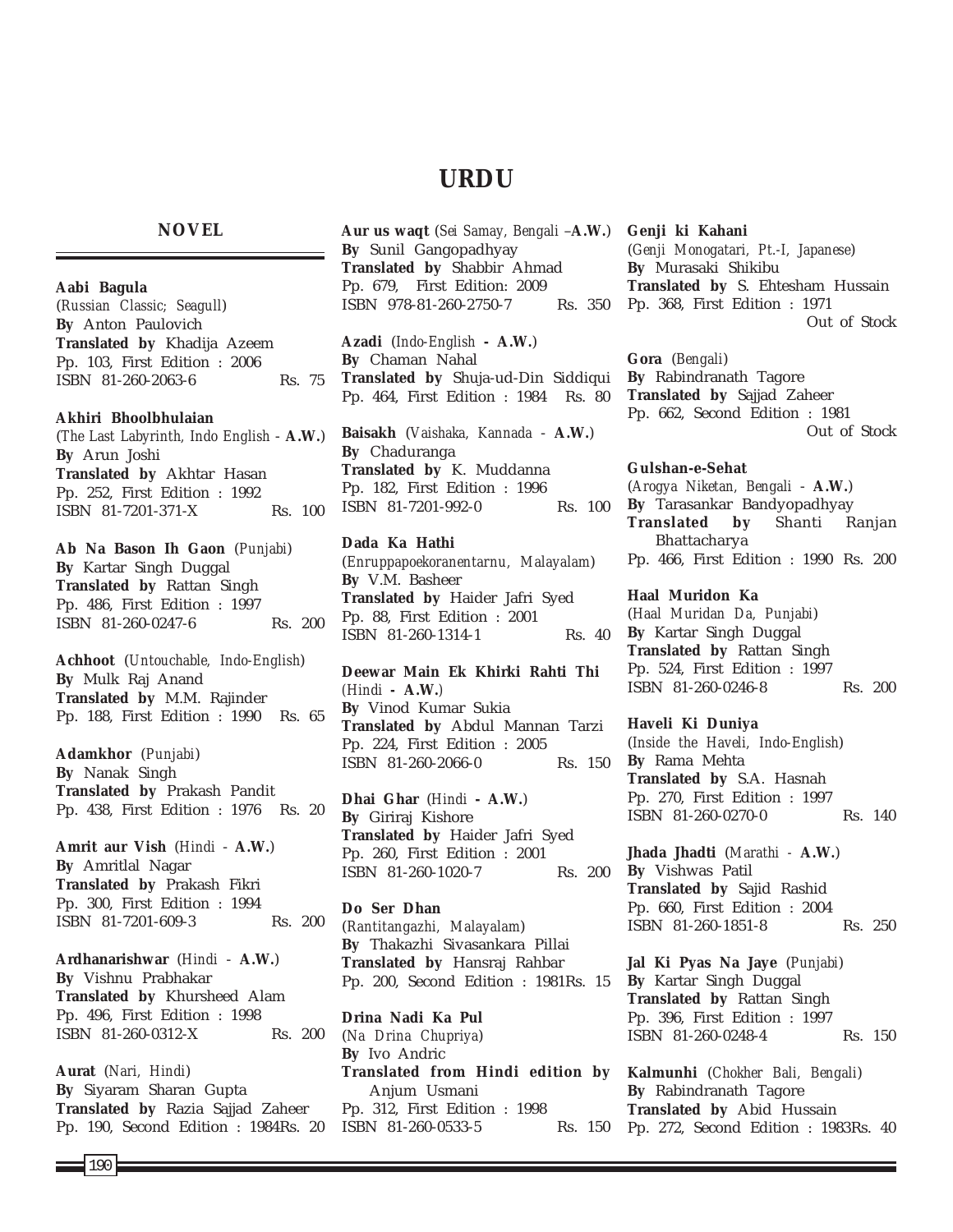# URDU

## NOVEL

**Aabi Bagula**
(*Russian Classic; Seagull*)
**By** Anton Paulovich
**Translated by** Khadija Azeem
Pp. 103, First Edition : 2006
ISBN 81-260-2063-6 Rs. 75

**Akhiri Bhoolbhulaian**
(*The Last Labyrinth, Indo English -* **A.W.**)
**By** Arun Joshi
**Translated by** Akhtar Hasan
Pp. 252, First Edition : 1992
ISBN 81-7201-371-X Rs. 100

**Ab Na Bason Ih Gaon** (*Punjabi*)
**By** Kartar Singh Duggal
**Translated by** Rattan Singh
Pp. 486, First Edition : 1997
ISBN 81-260-0247-6 Rs. 200

**Achhoot** (*Untouchable, Indo-English*)
**By** Mulk Raj Anand
**Translated by** M.M. Rajinder
Pp. 188, First Edition : 1990 Rs. 65

**Adamkhor** (*Punjabi*)
**By** Nanak Singh
**Translated by** Prakash Pandit
Pp. 438, First Edition : 1976 Rs. 20

**Amrit aur Vish** (*Hindi -* **A.W.**)
**By** Amritlal Nagar
**Translated by** Prakash Fikri
Pp. 300, First Edition : 1994
ISBN 81-7201-609-3 Rs. 200

**Ardhanarishwar** (*Hindi -* **A.W.**)
**By** Vishnu Prabhakar
**Translated by** Khursheed Alam
Pp. 496, First Edition : 1998
ISBN 81-260-0312-X Rs. 200

**Aurat** (*Nari, Hindi*)
**By** Siyaram Sharan Gupta
**Translated by** Razia Sajjad Zaheer
Pp. 190, Second Edition : 1984Rs. 20

**Aur us waqt** (*Sei Samay, Bengali –***A.W.**)
**By** Sunil Gangopadhyay
**Translated by** Shabbir Ahmad
Pp. 679, First Edition: 2009
ISBN 978-81-260-2750-7 Rs. 350

**Azadi** (*Indo-English* **- A.W.**)
**By** Chaman Nahal
**Translated by** Shuja-ud-Din Siddiqui
Pp. 464, First Edition : 1984 Rs. 80

**Baisakh** (*Vaishaka, Kannada -* **A.W.**)
**By** Chaduranga
**Translated by** K. Muddanna
Pp. 182, First Edition : 1996
ISBN 81-7201-992-0 Rs. 100

**Dada Ka Hathi**
(*Enruppapoekoranentarnu, Malayalam*)
**By** V.M. Basheer
**Translated by** Haider Jafri Syed
Pp. 88, First Edition : 2001
ISBN 81-260-1314-1 Rs. 40

**Deewar Main Ek Khirki Rahti Thi**
(*Hindi* **- A.W.**)
**By** Vinod Kumar Sukia
**Translated by** Abdul Mannan Tarzi
Pp. 224, First Edition : 2005
ISBN 81-260-2066-0 Rs. 150

**Dhai Ghar** (*Hindi* **- A.W.**)
**By** Giriraj Kishore
**Translated by** Haider Jafri Syed
Pp. 260, First Edition : 2001
ISBN 81-260-1020-7 Rs. 200

**Do Ser Dhan**
(*Rantitangazhi, Malayalam*)
**By** Thakazhi Sivasankara Pillai
**Translated by** Hansraj Rahbar
Pp. 200, Second Edition : 1981Rs. 15

**Drina Nadi Ka Pul**
(*Na Drina Chupriya*)
**By** Ivo Andric
**Translated from Hindi edition by** Anjum Usmani
Pp. 312, First Edition : 1998
ISBN 81-260-0533-5 Rs. 150

**Genji ki Kahani**
(*Genji Monogatari, Pt.-I, Japanese*)
**By** Murasaki Shikibu
**Translated by** S. Ehtesham Hussain
Pp. 368, First Edition : 1971
Out of Stock

**Gora** (*Bengali*)
**By** Rabindranath Tagore
**Translated by** Sajjad Zaheer
Pp. 662, Second Edition : 1981
Out of Stock

**Gulshan-e-Sehat**
(*Arogya Niketan, Bengali -* **A.W.**)
**By** Tarasankar Bandyopadhyay
**Translated by** Shanti Ranjan Bhattacharya
Pp. 466, First Edition : 1990 Rs. 200

**Haal Muridon Ka**
(*Haal Muridan Da, Punjabi*)
**By** Kartar Singh Duggal
**Translated by** Rattan Singh
Pp. 524, First Edition : 1997
ISBN 81-260-0246-8 Rs. 200

**Haveli Ki Duniya**
(*Inside the Haveli, Indo-English*)
**By** Rama Mehta
**Translated by** S.A. Hasnah
Pp. 270, First Edition : 1997
ISBN 81-260-0270-0 Rs. 140

**Jhada Jhadti** (*Marathi -* **A.W.**)
**By** Vishwas Patil
**Translated by** Sajid Rashid
Pp. 660, First Edition : 2004
ISBN 81-260-1851-8 Rs. 250

**Jal Ki Pyas Na Jaye** (*Punjabi*)
**By** Kartar Singh Duggal
**Translated by** Rattan Singh
Pp. 396, First Edition : 1997
ISBN 81-260-0248-4 Rs. 150

**Kalmunhi** (*Chokher Bali, Bengali*)
**By** Rabindranath Tagore
**Translated by** Abid Hussain
Pp. 272, Second Edition : 1983Rs. 40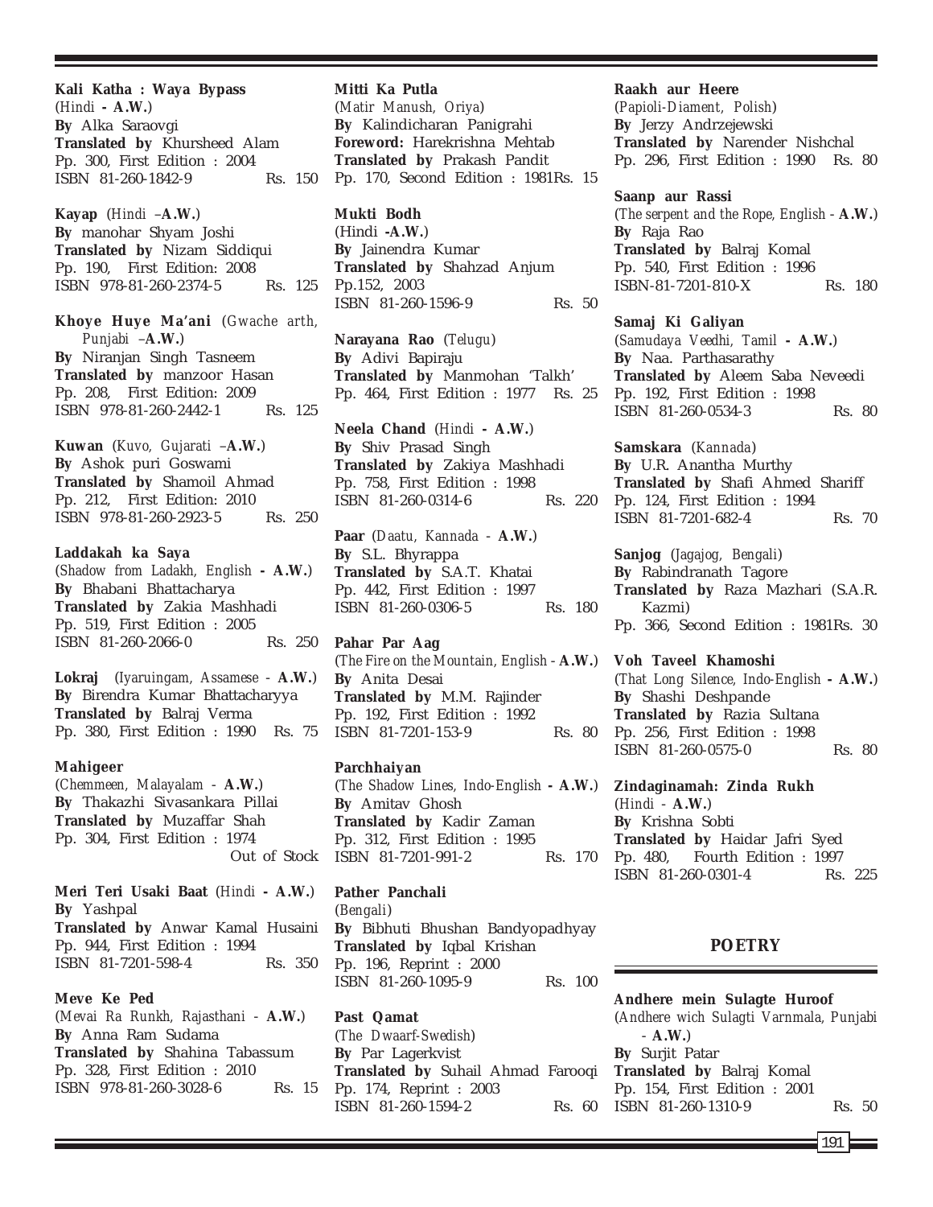**Kali Katha : Waya Bypass**
(*Hindi* **- A.W.**)
**By** Alka Saraovgi
**Translated by** Khursheed Alam
Pp. 300, First Edition : 2004
ISBN 81-260-1842-9 Rs. 150

**Kayap** (*Hindi* –**A.W.**)
**By** manohar Shyam Joshi
**Translated by** Nizam Siddiqui
Pp. 190, First Edition: 2008
ISBN 978-81-260-2374-5 Rs. 125

**Khoye Huye Ma'ani** (*Gwache arth, Punjabi* –**A.W.**)
**By** Niranjan Singh Tasneem
**Translated by** manzoor Hasan
Pp. 208, First Edition: 2009
ISBN 978-81-260-2442-1 Rs. 125

**Kuwan** (*Kuvo, Gujarati* –**A.W.**)
**By** Ashok puri Goswami
**Translated by** Shamoil Ahmad
Pp. 212, First Edition: 2010
ISBN 978-81-260-2923-5 Rs. 250

**Laddakah ka Saya**
(*Shadow from Ladakh, English* **- A.W.**)
**By** Bhabani Bhattacharya
**Translated by** Zakia Mashhadi
Pp. 519, First Edition : 2005
ISBN 81-260-2066-0 Rs. 250

**Lokraj** (*Iyaruingam, Assamese* - **A.W.**)
**By** Birendra Kumar Bhattacharyya
**Translated by** Balraj Verma
Pp. 380, First Edition : 1990 Rs. 75

**Mahigeer**
(*Chemmeen, Malayalam* - **A.W.**)
**By** Thakazhi Sivasankara Pillai
**Translated by** Muzaffar Shah
Pp. 304, First Edition : 1974
Out of Stock

**Meri Teri Usaki Baat** (*Hindi* **- A.W.**)
**By** Yashpal
**Translated by** Anwar Kamal Husaini
Pp. 944, First Edition : 1994
ISBN 81-7201-598-4 Rs. 350

**Meve Ke Ped**
(*Mevai Ra Runkh, Rajasthani* - **A.W.**)
**By** Anna Ram Sudama
**Translated by** Shahina Tabassum
Pp. 328, First Edition : 2010
ISBN 978-81-260-3028-6 Rs. 15

**Mitti Ka Putla**
(*Matir Manush, Oriya*)
**By** Kalindicharan Panigrahi
**Foreword:** Harekrishna Mehtab
**Translated by** Prakash Pandit
Pp. 170, Second Edition : 1981Rs. 15

**Mukti Bodh**
(Hindi **-A.W.**)
**By** Jainendra Kumar
**Translated by** Shahzad Anjum
Pp.152, 2003
ISBN 81-260-1596-9 Rs. 50

**Narayana Rao** (*Telugu*)
**By** Adivi Bapiraju
**Translated by** Manmohan 'Talkh'
Pp. 464, First Edition : 1977 Rs. 25

**Neela Chand** (*Hindi* **- A.W.**)
**By** Shiv Prasad Singh
**Translated by** Zakiya Mashhadi
Pp. 758, First Edition : 1998
ISBN 81-260-0314-6 Rs. 220

**Paar** (*Daatu, Kannada* - **A.W.**)
**By** S.L. Bhyrappa
**Translated by** S.A.T. Khatai
Pp. 442, First Edition : 1997
ISBN 81-260-0306-5 Rs. 180

**Pahar Par Aag**
(*The Fire on the Mountain, English* - **A.W.**)
**By** Anita Desai
**Translated by** M.M. Rajinder
Pp. 192, First Edition : 1992
ISBN 81-7201-153-9 Rs. 80

**Parchhaiyan**
(*The Shadow Lines, Indo-English* **- A.W.**)
**By** Amitav Ghosh
**Translated by** Kadir Zaman
Pp. 312, First Edition : 1995
ISBN 81-7201-991-2 Rs. 170

**Pather Panchali**
(*Bengali*)
**By** Bibhuti Bhushan Bandyopadhyay
**Translated by** Iqbal Krishan
Pp. 196, Reprint : 2000
ISBN 81-260-1095-9 Rs. 100

**Past Qamat**
(*The Dwaarf-Swedish*)
**By** Par Lagerkvist
**Translated by** Suhail Ahmad Farooqi
Pp. 174, Reprint : 2003
ISBN 81-260-1594-2 Rs. 60

**Raakh aur Heere**
(*Papioli-Diament, Polish*)
**By** Jerzy Andrzejewski
**Translated by** Narender Nishchal
Pp. 296, First Edition : 1990 Rs. 80

**Saanp aur Rassi**
(*The serpent and the Rope, English* - **A.W.**)
**By** Raja Rao
**Translated by** Balraj Komal
Pp. 540, First Edition : 1996
ISBN-81-7201-810-X Rs. 180

**Samaj Ki Galiyan**
(*Samudaya Veedhi, Tamil* **- A.W.**)
**By** Naa. Parthasarathy
**Translated by** Aleem Saba Neveedi
Pp. 192, First Edition : 1998
ISBN 81-260-0534-3 Rs. 80

**Samskara** (*Kannada*)
**By** U.R. Anantha Murthy
**Translated by** Shafi Ahmed Shariff
Pp. 124, First Edition : 1994
ISBN 81-7201-682-4 Rs. 70

**Sanjog** (*Jagajog, Bengali*)
**By** Rabindranath Tagore
**Translated by** Raza Mazhari (S.A.R. Kazmi)
Pp. 366, Second Edition : 1981Rs. 30

**Voh Taveel Khamoshi**
(*That Long Silence, Indo-English* **- A.W.**)
**By** Shashi Deshpande
**Translated by** Razia Sultana
Pp. 256, First Edition : 1998
ISBN 81-260-0575-0 Rs. 80

**Zindaginamah: Zinda Rukh**
(*Hindi* - **A.W.**)
**By** Krishna Sobti
**Translated by** Haidar Jafri Syed
Pp. 480, Fourth Edition : 1997
ISBN 81-260-0301-4 Rs. 225

## POETRY

**Andhere mein Sulagte Huroof**
(*Andhere wich Sulagti Varnmala, Punjabi* - **A.W.**)
**By** Surjit Patar
**Translated by** Balraj Komal
Pp. 154, First Edition : 2001
ISBN 81-260-1310-9 Rs. 50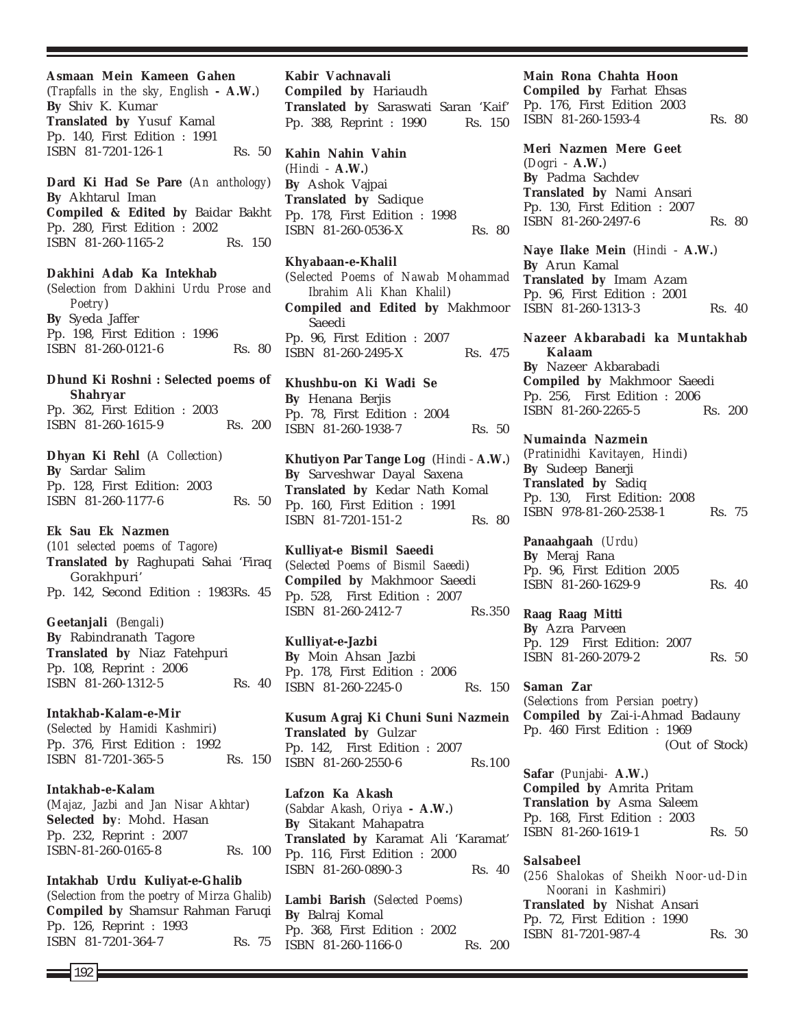**Asmaan Mein Kameen Gahen**
(*Trapfalls in the sky, English* **- A.W.**)
**By** Shiv K. Kumar
**Translated by** Yusuf Kamal
Pp. 140, First Edition : 1991
ISBN 81-7201-126-1 Rs. 50

**Dard Ki Had Se Pare** (*An anthology*)
**By** Akhtarul Iman
**Compiled & Edited by** Baidar Bakht
Pp. 280, First Edition : 2002
ISBN 81-260-1165-2 Rs. 150

**Dakhini Adab Ka Intekhab**
(*Selection from Dakhini Urdu Prose and Poetry*)
**By** Syeda Jaffer
Pp. 198, First Edition : 1996
ISBN 81-260-0121-6 Rs. 80

**Dhund Ki Roshni : Selected poems of Shahryar**
Pp. 362, First Edition : 2003
ISBN 81-260-1615-9 Rs. 200

**Dhyan Ki Rehl** (*A Collection*)
**By** Sardar Salim
Pp. 128, First Edition: 2003
ISBN 81-260-1177-6 Rs. 50

**Ek Sau Ek Nazmen**
(*101 selected poems of Tagore*)
**Translated by** Raghupati Sahai 'Firaq Gorakhpuri'
Pp. 142, Second Edition : 1983Rs. 45

**Geetanjali** (*Bengali*)
**By** Rabindranath Tagore
**Translated by** Niaz Fatehpuri
Pp. 108, Reprint : 2006
ISBN 81-260-1312-5 Rs. 40

**Intakhab-Kalam-e-Mir**
(*Selected by Hamidi Kashmiri*)
Pp. 376, First Edition : 1992
ISBN 81-7201-365-5 Rs. 150

**Intakhab-e-Kalam**
(*Majaz, Jazbi and Jan Nisar Akhtar*)
**Selected by**: Mohd. Hasan
Pp. 232, Reprint : 2007
ISBN-81-260-0165-8 Rs. 100

**Intakhab Urdu Kuliyat-e-Ghalib**
(*Selection from the poetry of Mirza Ghalib*)
**Compiled by** Shamsur Rahman Faruqi
Pp. 126, Reprint : 1993
ISBN 81-7201-364-7 Rs. 75

**Kabir Vachnavali**
**Compiled by** Hariaudh
**Translated by** Saraswati Saran 'Kaif'
Pp. 388, Reprint : 1990 Rs. 150

**Kahin Nahin Vahin**
(*Hindi* - **A.W.**)
**By** Ashok Vajpai
**Translated by** Sadique
Pp. 178, First Edition : 1998
ISBN 81-260-0536-X Rs. 80

**Khyabaan-e-Khalil**
(*Selected Poems of Nawab Mohammad Ibrahim Ali Khan Khalil*)
**Compiled and Edited by** Makhmoor Saeedi
Pp. 96, First Edition : 2007
ISBN 81-260-2495-X Rs. 475

**Khushbu-on Ki Wadi Se**
**By** Henana Berjis
Pp. 78, First Edition : 2004
ISBN 81-260-1938-7 Rs. 50

**Khutiyon Par Tange Log** (*Hindi* - **A.W.**)
**By** Sarveshwar Dayal Saxena
**Translated by** Kedar Nath Komal
Pp. 160, First Edition : 1991
ISBN 81-7201-151-2 Rs. 80

**Kulliyat-e Bismil Saeedi**
(*Selected Poems of Bismil Saeedi*)
**Compiled by** Makhmoor Saeedi
Pp. 528, First Edition : 2007
ISBN 81-260-2412-7 Rs.350

**Kulliyat-e-Jazbi**
**By** Moin Ahsan Jazbi
Pp. 178, First Edition : 2006
ISBN 81-260-2245-0 Rs. 150

**Kusum Agraj Ki Chuni Suni Nazmein**
**Translated by** Gulzar
Pp. 142, First Edition : 2007
ISBN 81-260-2550-6 Rs.100

**Lafzon Ka Akash**
(*Sabdar Akash, Oriya* **- A.W.**)
**By** Sitakant Mahapatra
**Translated by** Karamat Ali 'Karamat'
Pp. 116, First Edition : 2000
ISBN 81-260-0890-3 Rs. 40

**Lambi Barish** (*Selected Poems*)
**By** Balraj Komal
Pp. 368, First Edition : 2002
ISBN 81-260-1166-0 Rs. 200

**Main Rona Chahta Hoon**
**Compiled by** Farhat Ehsas
Pp. 176, First Edition 2003
ISBN 81-260-1593-4 Rs. 80

**Meri Nazmen Mere Geet**
(*Dogri* - **A.W.**)
**By** Padma Sachdev
**Translated by** Nami Ansari
Pp. 130, First Edition : 2007
ISBN 81-260-2497-6 Rs. 80

**Naye Ilake Mein** (*Hindi* - **A.W.**)
**By** Arun Kamal
**Translated by** Imam Azam
Pp. 96, First Edition : 2001
ISBN 81-260-1313-3 Rs. 40

**Nazeer Akbarabadi ka Muntakhab Kalaam**
**By** Nazeer Akbarabadi
**Compiled by** Makhmoor Saeedi
Pp. 256, First Edition : 2006
ISBN 81-260-2265-5 Rs. 200

**Numainda Nazmein**
(*Pratinidhi Kavitayen, Hindi*)
**By** Sudeep Banerji
**Translated by** Sadiq
Pp. 130, First Edition: 2008
ISBN 978-81-260-2538-1 Rs. 75

**Panaahgaah** (*Urdu*)
**By** Meraj Rana
Pp. 96, First Edition 2005
ISBN 81-260-1629-9 Rs. 40

**Raag Raag Mitti**
**By** Azra Parveen
Pp. 129 First Edition: 2007
ISBN 81-260-2079-2 Rs. 50

**Saman Zar**
(*Selections from Persian poetry*)
**Compiled by** Zai-i-Ahmad Badauny
Pp. 460 First Edition : 1969
(Out of Stock)

**Safar** (*Punjabi*- **A.W.**)
**Compiled by** Amrita Pritam
**Translation by** Asma Saleem
Pp. 168, First Edition : 2003
ISBN 81-260-1619-1 Rs. 50

**Salsabeel**
(*256 Shalokas of Sheikh Noor-ud-Din Noorani in Kashmiri*)
**Translated by** Nishat Ansari
Pp. 72, First Edition : 1990
ISBN 81-7201-987-4 Rs. 30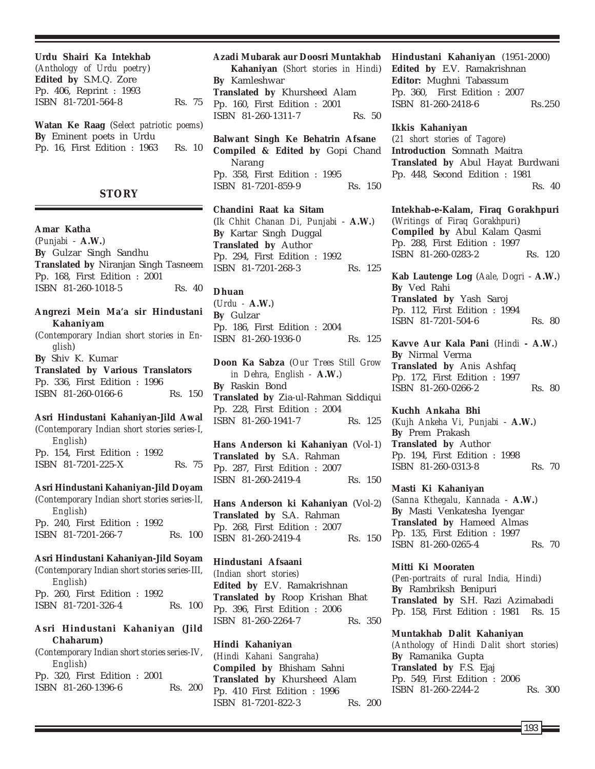**Urdu Shairi Ka Intekhab**
(*Anthology of Urdu poetry*)
**Edited by** S.M.Q. Zore
Pp. 406, Reprint : 1993
ISBN 81-7201-564-8 Rs. 75

**Watan Ke Raag** (*Select patriotic poems*)
**By** Eminent poets in Urdu
Pp. 16, First Edition : 1963 Rs. 10

## STORY

**Amar Katha**
(*Punjabi* - **A.W.**)
**By** Gulzar Singh Sandhu
**Translated by** Niranjan Singh Tasneem
Pp. 168, First Edition : 2001
ISBN 81-260-1018-5 Rs. 40

**Angrezi Mein Ma'a sir Hindustani Kahaniyam**
(*Contemporary Indian short stories in English*)
**By** Shiv K. Kumar
**Translated by Various Translators**
Pp. 336, First Edition : 1996
ISBN 81-260-0166-6 Rs. 150

**Asri Hindustani Kahaniyan-Jild Awal**
(*Contemporary Indian short stories series-I, English*)
Pp. 154, First Edition : 1992
ISBN 81-7201-225-X Rs. 75

**Asri Hindustani Kahaniyan-Jild Doyam**
(*Contemporary Indian short stories series-II, English*)
Pp. 240, First Edition : 1992
ISBN 81-7201-266-7 Rs. 100

**Asri Hindustani Kahaniyan-Jild Soyam**
(*Contemporary Indian short stories series-III, English*)
Pp. 260, First Edition : 1992
ISBN 81-7201-326-4 Rs. 100

**Asri Hindustani Kahaniyan (Jild Chaharum)**
(*Contemporary Indian short stories series-IV, English*)
Pp. 320, First Edition : 2001
ISBN 81-260-1396-6 Rs. 200

**Azadi Mubarak aur Doosri Muntakhab Kahaniyan** (*Short stories in Hindi*)
**By** Kamleshwar
**Translated by** Khursheed Alam
Pp. 160, First Edition : 2001
ISBN 81-260-1311-7 Rs. 50

**Balwant Singh Ke Behatrin Afsane**
**Compiled & Edited by** Gopi Chand Narang
Pp. 358, First Edition : 1995
ISBN 81-7201-859-9 Rs. 150

**Chandini Raat ka Sitam**
(*Ik Chhit Chanan Di, Punjabi* - **A.W.**)
**By** Kartar Singh Duggal
**Translated by** Author
Pp. 294, First Edition : 1992
ISBN 81-7201-268-3 Rs. 125

**Dhuan**
(*Urdu* - **A.W.**)
**By** Gulzar
Pp. 186, First Edition : 2004
ISBN 81-260-1936-0 Rs. 125

**Doon Ka Sabza** (*Our Trees Still Grow in Dehra, English* - **A.W.**)
**By** Raskin Bond
**Translated by** Zia-ul-Rahman Siddiqui
Pp. 228, First Edition : 2004
ISBN 81-260-1941-7 Rs. 125

**Hans Anderson ki Kahaniyan** (Vol-1)
**Translated by** S.A. Rahman
Pp. 287, First Edition : 2007
ISBN 81-260-2419-4 Rs. 150

**Hans Anderson ki Kahaniyan** (Vol-2)
**Translated by** S.A. Rahman
Pp. 268, First Edition : 2007
ISBN 81-260-2419-4 Rs. 150

**Hindustani Afsaani**
(*Indian short stories*)
**Edited by** E.V. Ramakrishnan
**Translated by** Roop Krishan Bhat
Pp. 396, First Edition : 2006
ISBN 81-260-2264-7 Rs. 350

**Hindi Kahaniyan**
(*Hindi Kahani Sangraha*)
**Compiled by** Bhisham Sahni
**Translated by** Khursheed Alam
Pp. 410 First Edition : 1996
ISBN 81-7201-822-3 Rs. 200

**Hindustani Kahaniyan** (1951-2000)
**Edited by** E.V. Ramakrishnan
**Editor:** Mughni Tabassum
Pp. 360, First Edition : 2007
ISBN 81-260-2418-6 Rs.250

**Ikkis Kahaniyan**
(*21 short stories of Tagore*)
**Introduction** Somnath Maitra
**Translated by** Abul Hayat Burdwani
Pp. 448, Second Edition : 1981
Rs. 40

**Intekhab-e-Kalam, Firaq Gorakhpuri**
(*Writings of Firaq Gorakhpuri*)
**Compiled by** Abul Kalam Qasmi
Pp. 288, First Edition : 1997
ISBN 81-260-0283-2 Rs. 120

**Kab Lautenge Log** (*Aale, Dogri* - **A.W.**)
**By** Ved Rahi
**Translated by** Yash Saroj
Pp. 112, First Edition : 1994
ISBN 81-7201-504-6 Rs. 80

**Kavve Aur Kala Pani** (*Hindi* **- A.W.**)
**By** Nirmal Verma
**Translated by** Anis Ashfaq
Pp. 172, First Edition : 1997
ISBN 81-260-0266-2 Rs. 80

**Kuchh Ankaha Bhi**
(*Kujh Ankeha Vi, Punjabi* - **A.W.**)
**By** Prem Prakash
**Translated by** Author
Pp. 194, First Edition : 1998
ISBN 81-260-0313-8 Rs. 70

**Masti Ki Kahaniyan**
(*Sanna Kthegalu, Kannada* - **A.W.**)
**By** Masti Venkatesha Iyengar
**Translated by** Hameed Almas
Pp. 135, First Edition : 1997
ISBN 81-260-0265-4 Rs. 70

**Mitti Ki Mooraten**
(*Pen-portraits of rural India, Hindi*)
**By** Rambriksh Benipuri
**Translated by** S.H. Razi Azimabadi
Pp. 158, First Edition : 1981 Rs. 15

**Muntakhab Dalit Kahaniyan**
(*Anthology of Hindi Dalit short stories*)
**By** Ramanika Gupta
**Translated by** F.S. Ejaj
Pp. 549, First Edition : 2006
ISBN 81-260-2244-2 Rs. 300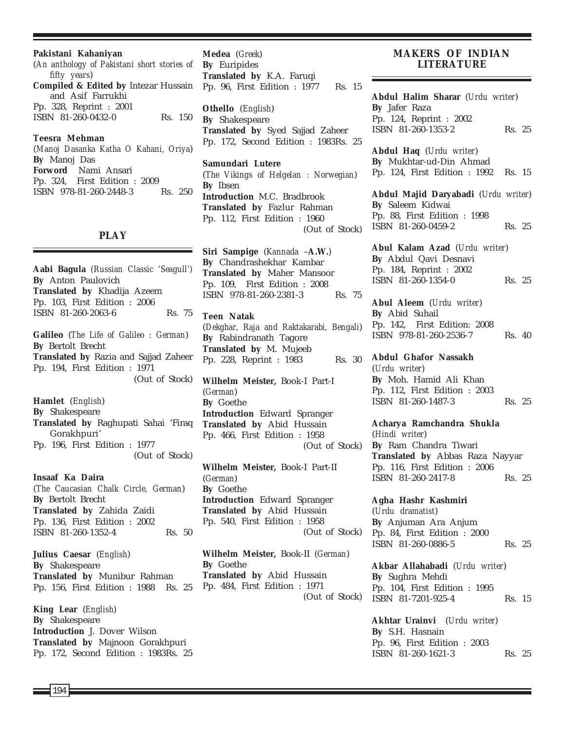**Pakistani Kahaniyan**
(*An anthology of Pakistani short stories of fifty years*)
**Compiled & Edited by** Intezar Hussain and Asif Farrukhi
Pp. 328, Reprint : 2001
ISBN 81-260-0432-0 Rs. 150

**Teesra Mehman**
(*Manoj Dasanka Katha O Kahani, Oriya*)
**By** Manoj Das
**Forword** Nami Ansari
Pp. 324, First Edition : 2009
ISBN 978-81-260-2448-3 Rs. 250

## PLAY

**Aabi Bagula** (*Russian Classic 'Seagull'*)
**By** Anton Paulovich
**Translated by** Khadija Azeem
Pp. 103, First Edition : 2006
ISBN 81-260-2063-6 Rs. 75

**Galileo** (*The Life of Galileo : German*)
**By** Bertolt Brecht
**Translated by** Razia and Sajjad Zaheer
Pp. 194, First Edition : 1971
(Out of Stock)

**Hamlet** (*English*)
**By** Shakespeare
**Translated by** Raghupati Sahai 'Firaq Gorakhpuri'
Pp. 196, First Edition : 1977
(Out of Stock)

**Insaaf Ka Daira**
(*The Caucasian Chalk Circle, German*)
**By** Bertolt Brecht
**Translated by** Zahida Zaidi
Pp. 136, First Edition : 2002
ISBN 81-260-1352-4 Rs. 50

**Julius Caesar** (*English*)
**By** Shakespeare
**Translated by** Munibur Rahman
Pp. 156, First Edition : 1988 Rs. 25

**King Lear** (*English*)
**By** Shakespeare
**Introduction** J. Dover Wilson
**Translated by** Majnoon Gorakhpuri
Pp. 172, Second Edition : 1983Rs. 25

**Medea** (*Greek*)
**By** Euripides
**Translated by** K.A. Faruqi
Pp. 96, First Edition : 1977 Rs. 15

**Othello** (*English*)
**By** Shakespeare
**Translated by** Syed Sajjad Zaheer
Pp. 172, Second Edition : 1983Rs. 25

**Samundari Lutere**
(*The Vikings of Helgelan : Norwegian*)
**By** Ibsen
**Introduction** M.C. Bradbrook
**Translated by** Fazlur Rahman
Pp. 112, First Edition : 1960
(Out of Stock)

**Siri Sampige** (*Kannada* –**A.W.**)
**By** Chandrashekhar Kambar
**Translated by** Maher Mansoor
Pp. 109, First Edition : 2008
ISBN 978-81-260-2381-3 Rs. 75

**Teen Natak**
(*Dekghar, Raja and Raktakarabi, Bengali*)
**By** Rabindranath Tagore
**Translated by** M. Mujeeb
Pp. 228, Reprint : 1983 Rs. 30

**Wilhelm Meister,** Book-I Part-I
(*German*)
**By** Goethe
**Introduction** Edward Spranger
**Translated by** Abid Hussain
Pp. 466, First Edition : 1958
(Out of Stock)

**Wilhelm Meister,** Book-I Part-II
(*German*)
**By** Goethe
**Introduction** Edward Spranger
**Translated by** Abid Hussain
Pp. 540, First Edition : 1958
(Out of Stock)

**Wilhelm Meister,** Book-II (*German*)
**By** Goethe
**Translated by** Abid Hussain
Pp. 484, First Edition : 1971
(Out of Stock)

## MAKERS OF INDIAN LITERATURE

**Abdul Halim Sharar** (*Urdu writer*)
**By** Jafer Raza
Pp. 124, Reprint : 2002
ISBN 81-260-1353-2 Rs. 25

**Abdul Haq** (*Urdu writer*)
**By** Mukhtar-ud-Din Ahmad
Pp. 124, First Edition : 1992 Rs. 15

**Abdul Majid Daryabadi** (*Urdu writer*)
**By** Saleem Kidwai
Pp. 88, First Edition : 1998
ISBN 81-260-0459-2 Rs. 25

**Abul Kalam Azad** (*Urdu writer*)
**By** Abdul Qavi Desnavi
Pp. 184, Reprint : 2002
ISBN 81-260-1354-0 Rs. 25

**Abul Aleem** (*Urdu writer*)
**By** Abid Suhail
Pp. 142, First Edition: 2008
ISBN 978-81-260-2536-7 Rs. 40

**Abdul Ghafor Nassakh**
(*Urdu writer*)
**By** Moh. Hamid Ali Khan
Pp. 112, First Edition : 2003
ISBN 81-260-1487-3 Rs. 25

**Acharya Ramchandra Shukla**
(*Hindi writer*)
**By** Ram Chandra Tiwari
**Translated by** Abbas Raza Nayyar
Pp. 116, First Edition : 2006
ISBN 81-260-2417-8 Rs. 25

**Agha Hashr Kashmiri**
(*Urdu dramatist*)
**By** Anjuman Ara Anjum
Pp. 84, First Edition : 2000
ISBN 81-260-0886-5 Rs. 25

**Akbar Allahabadi** (*Urdu writer*)
**By** Sughra Mehdi
Pp. 104, First Edition : 1995
ISBN 81-7201-925-4 Rs. 15

**Akhtar Urainvi** (*Urdu writer*)
**By** S.H. Hasnain
Pp. 96, First Edition : 2003
ISBN 81-260-1621-3 Rs. 25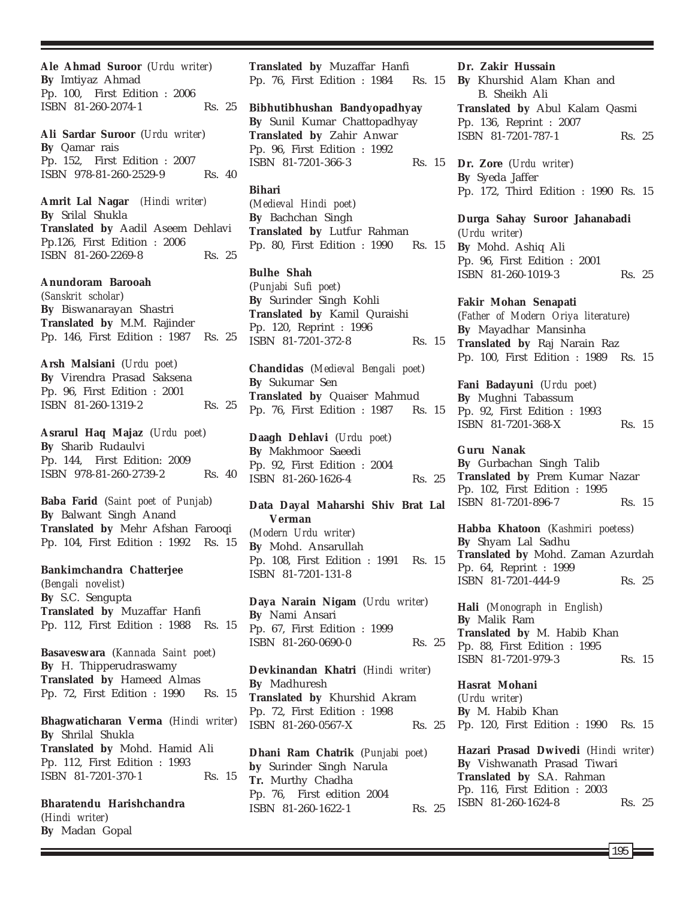**Ale Ahmad Suroor** (*Urdu writer*)
**By** Imtiyaz Ahmad
Pp. 100, First Edition : 2006
ISBN 81-260-2074-1 Rs. 25

**Ali Sardar Suroor** (*Urdu writer*)
**By** Qamar rais
Pp. 152, First Edition : 2007
ISBN 978-81-260-2529-9 Rs. 40

**Amrit Lal Nagar** (*Hindi writer*)
**By** Srilal Shukla
**Translated by** Aadil Aseem Dehlavi
Pp.126, First Edition : 2006
ISBN 81-260-2269-8 Rs. 25

**Anundoram Barooah**
(*Sanskrit scholar*)
**By** Biswanarayan Shastri
**Translated by** M.M. Rajinder
Pp. 146, First Edition : 1987 Rs. 25

**Arsh Malsiani** (*Urdu poet*)
**By** Virendra Prasad Saksena
Pp. 96, First Edition : 2001
ISBN 81-260-1319-2 Rs. 25

**Asrarul Haq Majaz** (*Urdu poet*)
**By** Sharib Rudaulvi
Pp. 144, First Edition: 2009
ISBN 978-81-260-2739-2 Rs. 40

**Baba Farid** (*Saint poet of Punjab*)
**By** Balwant Singh Anand
**Translated by** Mehr Afshan Farooqi
Pp. 104, First Edition : 1992 Rs. 15

**Bankimchandra Chatterjee**
(*Bengali novelist*)
**By** S.C. Sengupta
**Translated by** Muzaffar Hanfi
Pp. 112, First Edition : 1988 Rs. 15

**Basaveswara** (*Kannada Saint poet*)
**By** H. Thipperudraswamy
**Translated by** Hameed Almas
Pp. 72, First Edition : 1990 Rs. 15

**Bhagwaticharan Verma** (*Hindi writer*)
**By** Shrilal Shukla
**Translated by** Mohd. Hamid Ali
Pp. 112, First Edition : 1993
ISBN 81-7201-370-1 Rs. 15

**Bharatendu Harishchandra**
(*Hindi writer*)
**By** Madan Gopal
**Translated by** Muzaffar Hanfi
Pp. 76, First Edition : 1984 Rs. 15

**Bibhutibhushan Bandyopadhyay**
**By** Sunil Kumar Chattopadhyay
**Translated by** Zahir Anwar
Pp. 96, First Edition : 1992
ISBN 81-7201-366-3 Rs. 15

**Bihari**
(*Medieval Hindi poet*)
**By** Bachchan Singh
**Translated by** Lutfur Rahman
Pp. 80, First Edition : 1990 Rs. 15

**Bulhe Shah**
(*Punjabi Sufi poet*)
**By** Surinder Singh Kohli
**Translated by** Kamil Quraishi
Pp. 120, Reprint : 1996
ISBN 81-7201-372-8 Rs. 15

**Chandidas** (*Medieval Bengali poet*)
**By** Sukumar Sen
**Translated by** Quaiser Mahmud
Pp. 76, First Edition : 1987 Rs. 15

**Daagh Dehlavi** (*Urdu poet*)
**By** Makhmoor Saeedi
Pp. 92, First Edition : 2004
ISBN 81-260-1626-4 Rs. 25

**Data Dayal Maharshi Shiv Brat Lal Verman**
(*Modern Urdu writer*)
**By** Mohd. Ansarullah
Pp. 108, First Edition : 1991 Rs. 15
ISBN 81-7201-131-8

**Daya Narain Nigam** (*Urdu writer*)
**By** Nami Ansari
Pp. 67, First Edition : 1999
ISBN 81-260-0690-0 Rs. 25

**Devkinandan Khatri** (*Hindi writer*)
**By** Madhuresh
**Translated by** Khurshid Akram
Pp. 72, First Edition : 1998
ISBN 81-260-0567-X Rs. 25

**Dhani Ram Chatrik** (*Punjabi poet*)
**by** Surinder Singh Narula
**Tr.** Murthy Chadha
Pp. 76, First edition 2004
ISBN 81-260-1622-1 Rs. 25

**Dr. Zakir Hussain**
**By** Khurshid Alam Khan and B. Sheikh Ali
**Translated by** Abul Kalam Qasmi
Pp. 136, Reprint : 2007
ISBN 81-7201-787-1 Rs. 25

**Dr. Zore** (*Urdu writer*)
**By** Syeda Jaffer
Pp. 172, Third Edition : 1990 Rs. 15

**Durga Sahay Suroor Jahanabadi**
(*Urdu writer*)
**By** Mohd. Ashiq Ali
Pp. 96, First Edition : 2001
ISBN 81-260-1019-3 Rs. 25

**Fakir Mohan Senapati**
(*Father of Modern Oriya literature*)
**By** Mayadhar Mansinha
**Translated by** Raj Narain Raz
Pp. 100, First Edition : 1989 Rs. 15

**Fani Badayuni** (*Urdu poet*)
**By** Mughni Tabassum
Pp. 92, First Edition : 1993
ISBN 81-7201-368-X Rs. 15

**Guru Nanak**
**By** Gurbachan Singh Talib
**Translated by** Prem Kumar Nazar
Pp. 102, First Edition : 1995
ISBN 81-7201-896-7 Rs. 15

**Habba Khatoon** (*Kashmiri poetess*)
**By** Shyam Lal Sadhu
**Translated by** Mohd. Zaman Azurdah
Pp. 64, Reprint : 1999
ISBN 81-7201-444-9 Rs. 25

**Hali** (*Monograph in English*)
**By** Malik Ram
**Translated by** M. Habib Khan
Pp. 88, First Edition : 1995
ISBN 81-7201-979-3 Rs. 15

**Hasrat Mohani**
(*Urdu writer*)
**By** M. Habib Khan
Pp. 120, First Edition : 1990 Rs. 15

**Hazari Prasad Dwivedi** (*Hindi writer*)
**By** Vishwanath Prasad Tiwari
**Translated by** S.A. Rahman
Pp. 116, First Edition : 2003
ISBN 81-260-1624-8 Rs. 25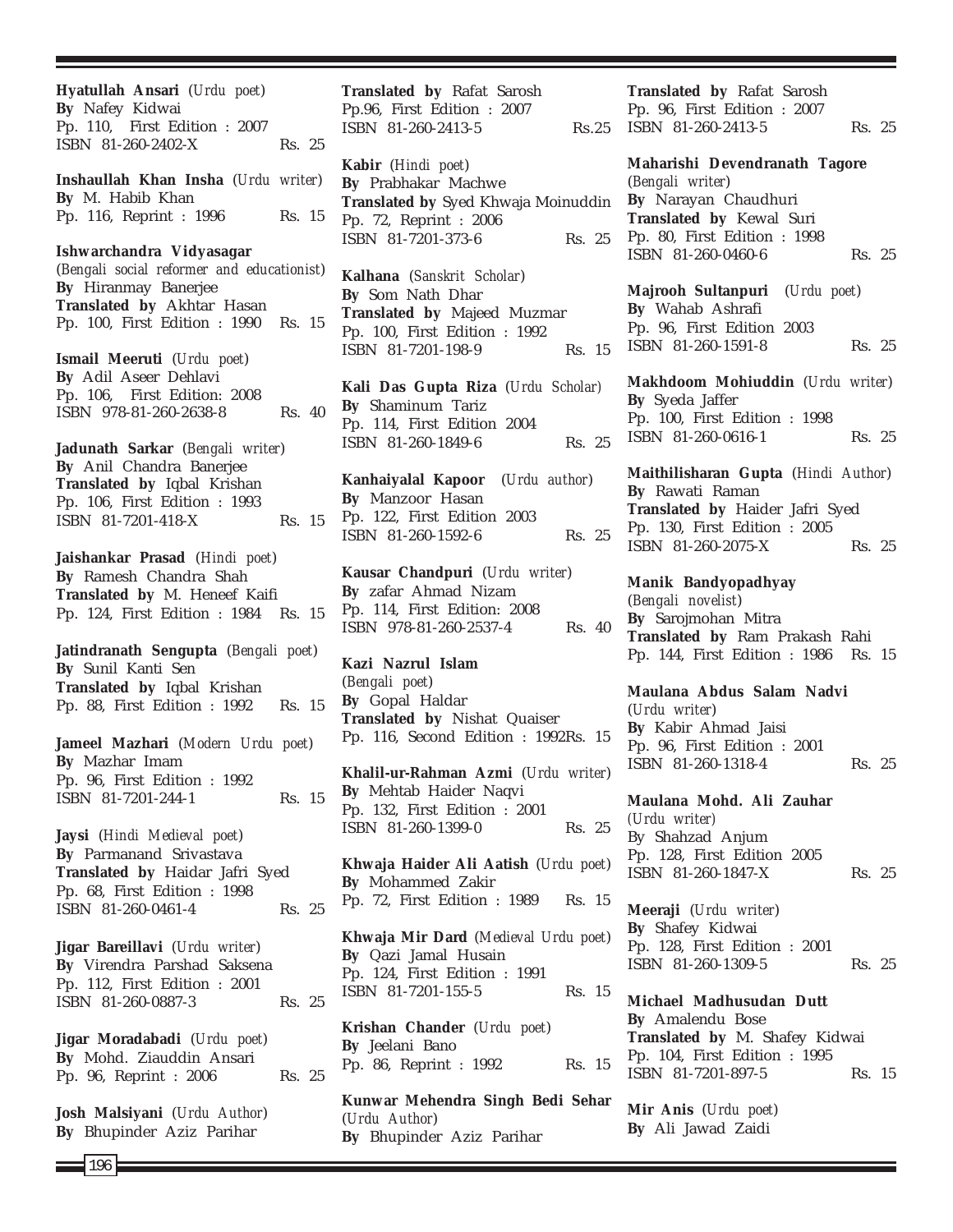**Hyatullah Ansari** (*Urdu poet*)
**By** Nafey Kidwai
Pp. 110, First Edition : 2007
ISBN 81-260-2402-X Rs. 25

**Inshaullah Khan Insha** (*Urdu writer*)
**By** M. Habib Khan
Pp. 116, Reprint : 1996 Rs. 15

**Ishwarchandra Vidyasagar**
(*Bengali social reformer and educationist*)
**By** Hiranmay Banerjee
**Translated by** Akhtar Hasan
Pp. 100, First Edition : 1990 Rs. 15

**Ismail Meeruti** (*Urdu poet*)
**By** Adil Aseer Dehlavi
Pp. 106, First Edition: 2008
ISBN 978-81-260-2638-8 Rs. 40

**Jadunath Sarkar** (*Bengali writer*)
**By** Anil Chandra Banerjee
**Translated by** Iqbal Krishan
Pp. 106, First Edition : 1993
ISBN 81-7201-418-X Rs. 15

**Jaishankar Prasad** (*Hindi poet*)
**By** Ramesh Chandra Shah
**Translated by** M. Heneef Kaifi
Pp. 124, First Edition : 1984 Rs. 15

**Jatindranath Sengupta** (*Bengali poet*)
**By** Sunil Kanti Sen
**Translated by** Iqbal Krishan
Pp. 88, First Edition : 1992 Rs. 15

**Jameel Mazhari** (*Modern Urdu poet*)
**By** Mazhar Imam
Pp. 96, First Edition : 1992
ISBN 81-7201-244-1 Rs. 15

**Jaysi** (*Hindi Medieval poet*)
**By** Parmanand Srivastava
**Translated by** Haidar Jafri Syed
Pp. 68, First Edition : 1998
ISBN 81-260-0461-4 Rs. 25

**Jigar Bareillavi** (*Urdu writer*)
**By** Virendra Parshad Saksena
Pp. 112, First Edition : 2001
ISBN 81-260-0887-3 Rs. 25

**Jigar Moradabadi** (*Urdu poet*)
**By** Mohd. Ziauddin Ansari
Pp. 96, Reprint : 2006 Rs. 25

**Josh Malsiyani** (*Urdu Author*)
**By** Bhupinder Aziz Parihar
**Translated by** Rafat Sarosh
Pp.96, First Edition : 2007
ISBN 81-260-2413-5 Rs.25

**Kabir** (*Hindi poet*)
**By** Prabhakar Machwe
**Translated by** Syed Khwaja Moinuddin
Pp. 72, Reprint : 2006
ISBN 81-7201-373-6 Rs. 25

**Kalhana** (*Sanskrit Scholar*)
**By** Som Nath Dhar
**Translated by** Majeed Muzmar
Pp. 100, First Edition : 1992
ISBN 81-7201-198-9 Rs. 15

**Kali Das Gupta Riza** (*Urdu Scholar*)
**By** Shaminum Tariz
Pp. 114, First Edition 2004
ISBN 81-260-1849-6 Rs. 25

**Kanhaiyalal Kapoor** (*Urdu author*)
**By** Manzoor Hasan
Pp. 122, First Edition 2003
ISBN 81-260-1592-6 Rs. 25

**Kausar Chandpuri** (*Urdu writer*)
**By** zafar Ahmad Nizam
Pp. 114, First Edition: 2008
ISBN 978-81-260-2537-4 Rs. 40

**Kazi Nazrul Islam**
(*Bengali poet*)
**By** Gopal Haldar
**Translated by** Nishat Quaiser
Pp. 116, Second Edition : 1992Rs. 15

**Khalil-ur-Rahman Azmi** (*Urdu writer*)
**By** Mehtab Haider Naqvi
Pp. 132, First Edition : 2001
ISBN 81-260-1399-0 Rs. 25

**Khwaja Haider Ali Aatish** (*Urdu poet*)
**By** Mohammed Zakir
Pp. 72, First Edition : 1989 Rs. 15

**Khwaja Mir Dard** (*Medieval Urdu poet*)
**By** Qazi Jamal Husain
Pp. 124, First Edition : 1991
ISBN 81-7201-155-5 Rs. 15

**Krishan Chander** (*Urdu poet*)
**By** Jeelani Bano
Pp. 86, Reprint : 1992 Rs. 15

**Kunwar Mehendra Singh Bedi Sehar**
(*Urdu Author*)
**By** Bhupinder Aziz Parihar
**Translated by** Rafat Sarosh
Pp. 96, First Edition : 2007
ISBN 81-260-2413-5 Rs. 25

**Maharishi Devendranath Tagore**
(*Bengali writer*)
**By** Narayan Chaudhuri
**Translated by** Kewal Suri
Pp. 80, First Edition : 1998
ISBN 81-260-0460-6 Rs. 25

**Majrooh Sultanpuri** (*Urdu poet*)
**By** Wahab Ashrafi
Pp. 96, First Edition 2003
ISBN 81-260-1591-8 Rs. 25

**Makhdoom Mohiuddin** (*Urdu writer*)
**By** Syeda Jaffer
Pp. 100, First Edition : 1998
ISBN 81-260-0616-1 Rs. 25

**Maithilisharan Gupta** (*Hindi Author*)
**By** Rawati Raman
**Translated by** Haider Jafri Syed
Pp. 130, First Edition : 2005
ISBN 81-260-2075-X Rs. 25

**Manik Bandyopadhyay**
(*Bengali novelist*)
**By** Sarojmohan Mitra
**Translated by** Ram Prakash Rahi
Pp. 144, First Edition : 1986 Rs. 15

**Maulana Abdus Salam Nadvi**
(*Urdu writer*)
**By** Kabir Ahmad Jaisi
Pp. 96, First Edition : 2001
ISBN 81-260-1318-4 Rs. 25

**Maulana Mohd. Ali Zauhar**
(*Urdu writer*)
By Shahzad Anjum
Pp. 128, First Edition 2005
ISBN 81-260-1847-X Rs. 25

**Meeraji** (*Urdu writer*)
**By** Shafey Kidwai
Pp. 128, First Edition : 2001
ISBN 81-260-1309-5 Rs. 25

**Michael Madhusudan Dutt**
**By** Amalendu Bose
**Translated by** M. Shafey Kidwai
Pp. 104, First Edition : 1995
ISBN 81-7201-897-5 Rs. 15

**Mir Anis** (*Urdu poet*)
**By** Ali Jawad Zaidi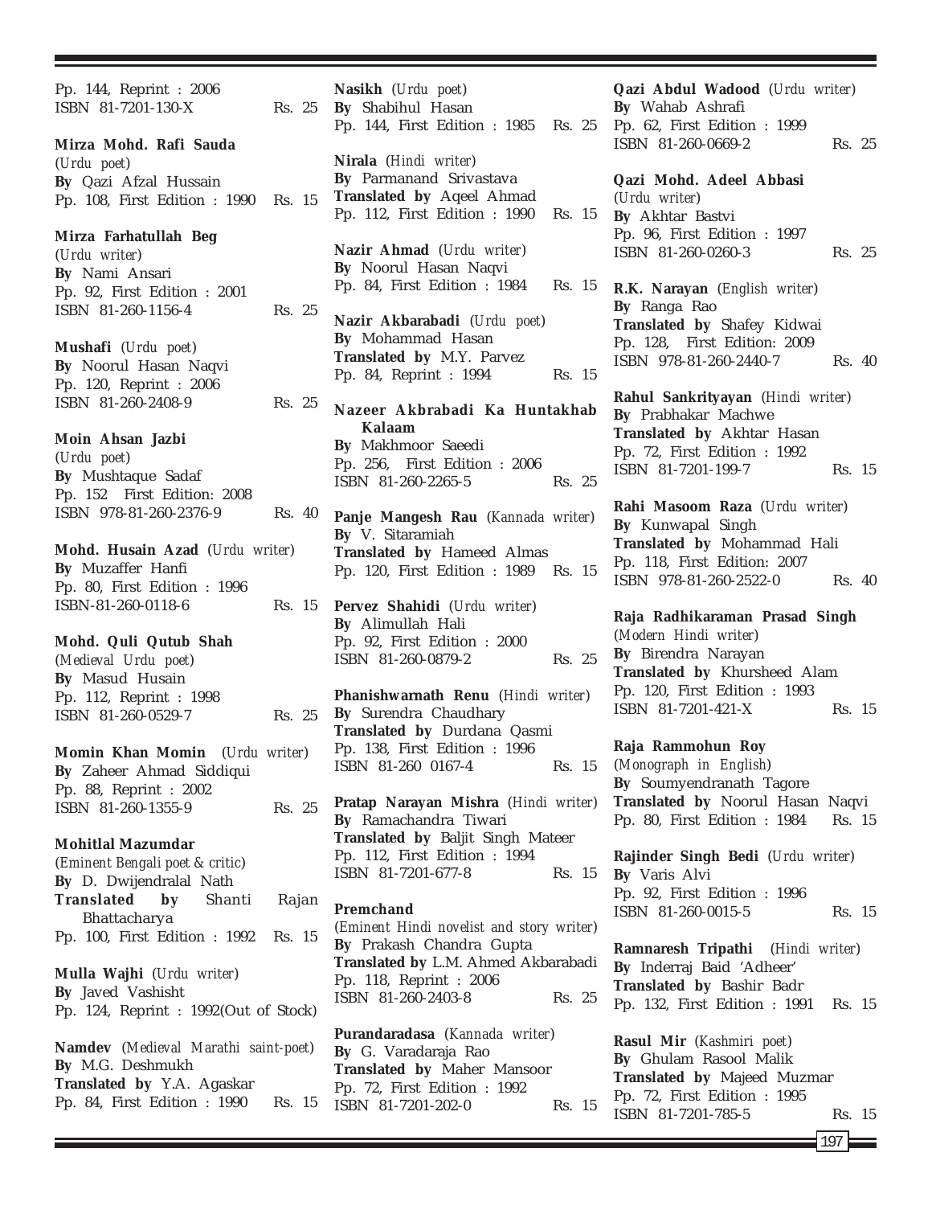Pp. 144, Reprint : 2006
ISBN 81-7201-130-X Rs. 25

**Mirza Mohd. Rafi Sauda**
(*Urdu poet*)
**By** Qazi Afzal Hussain
Pp. 108, First Edition : 1990 Rs. 15

**Mirza Farhatullah Beg**
(*Urdu writer*)
**By** Nami Ansari
Pp. 92, First Edition : 2001
ISBN 81-260-1156-4 Rs. 25

**Mushafi** (*Urdu poet*)
**By** Noorul Hasan Naqvi
Pp. 120, Reprint : 2006
ISBN 81-260-2408-9 Rs. 25

**Moin Ahsan Jazbi**
(*Urdu poet*)
**By** Mushtaque Sadaf
Pp. 152 First Edition: 2008
ISBN 978-81-260-2376-9 Rs. 40

**Mohd. Husain Azad** (*Urdu writer*)
**By** Muzaffer Hanfi
Pp. 80, First Edition : 1996
ISBN-81-260-0118-6 Rs. 15

**Mohd. Quli Qutub Shah**
(*Medieval Urdu poet*)
**By** Masud Husain
Pp. 112, Reprint : 1998
ISBN 81-260-0529-7 Rs. 25

**Momin Khan Momin** (*Urdu writer*)
**By** Zaheer Ahmad Siddiqui
Pp. 88, Reprint : 2002
ISBN 81-260-1355-9 Rs. 25

**Mohitlal Mazumdar**
(*Eminent Bengali poet & critic*)
**By** D. Dwijendralal Nath
**Translated by** Shanti Rajan Bhattacharya
Pp. 100, First Edition : 1992 Rs. 15

**Mulla Wajhi** (*Urdu writer*)
**By** Javed Vashisht
Pp. 124, Reprint : 1992(Out of Stock)

**Namdev** (*Medieval Marathi saint-poet*)
**By** M.G. Deshmukh
**Translated by** Y.A. Agaskar
Pp. 84, First Edition : 1990 Rs. 15

**Nasikh** (*Urdu poet*)
**By** Shabihul Hasan
Pp. 144, First Edition : 1985 Rs. 25

**Nirala** (*Hindi writer*)
**By** Parmanand Srivastava
**Translated by** Aqeel Ahmad
Pp. 112, First Edition : 1990 Rs. 15

**Nazir Ahmad** (*Urdu writer*)
**By** Noorul Hasan Naqvi
Pp. 84, First Edition : 1984 Rs. 15

**Nazir Akbarabadi** (*Urdu poet*)
**By** Mohammad Hasan
**Translated by** M.Y. Parvez
Pp. 84, Reprint : 1994 Rs. 15

**Nazeer Akbrabadi Ka Huntakhab Kalaam**
**By** Makhmoor Saeedi
Pp. 256, First Edition : 2006
ISBN 81-260-2265-5 Rs. 25

**Panje Mangesh Rau** (*Kannada writer*)
**By** V. Sitaramiah
**Translated by** Hameed Almas
Pp. 120, First Edition : 1989 Rs. 15

**Pervez Shahidi** (*Urdu writer*)
**By** Alimullah Hali
Pp. 92, First Edition : 2000
ISBN 81-260-0879-2 Rs. 25

**Phanishwarnath Renu** (*Hindi writer*)
**By** Surendra Chaudhary
**Translated by** Durdana Qasmi
Pp. 138, First Edition : 1996
ISBN 81-260 0167-4 Rs. 15

**Pratap Narayan Mishra** (*Hindi writer*)
**By** Ramachandra Tiwari
**Translated by** Baljit Singh Mateer
Pp. 112, First Edition : 1994
ISBN 81-7201-677-8 Rs. 15

**Premchand**
(*Eminent Hindi novelist and story writer*)
**By** Prakash Chandra Gupta
**Translated by** L.M. Ahmed Akbarabadi
Pp. 118, Reprint : 2006
ISBN 81-260-2403-8 Rs. 25

**Purandaradasa** (*Kannada writer*)
**By** G. Varadaraja Rao
**Translated by** Maher Mansoor
Pp. 72, First Edition : 1992
ISBN 81-7201-202-0 Rs. 15

**Qazi Abdul Wadood** (*Urdu writer*)
**By** Wahab Ashrafi
Pp. 62, First Edition : 1999
ISBN 81-260-0669-2 Rs. 25

**Qazi Mohd. Adeel Abbasi**
(*Urdu writer*)
**By** Akhtar Bastvi
Pp. 96, First Edition : 1997
ISBN 81-260-0260-3 Rs. 25

**R.K. Narayan** (*English writer*)
**By** Ranga Rao
**Translated by** Shafey Kidwai
Pp. 128, First Edition: 2009
ISBN 978-81-260-2440-7 Rs. 40

**Rahul Sankrityayan** (*Hindi writer*)
**By** Prabhakar Machwe
**Translated by** Akhtar Hasan
Pp. 72, First Edition : 1992
ISBN 81-7201-199-7 Rs. 15

**Rahi Masoom Raza** (*Urdu writer*)
**By** Kunwapal Singh
**Translated by** Mohammad Hali
Pp. 118, First Edition: 2007
ISBN 978-81-260-2522-0 Rs. 40

**Raja Radhikaraman Prasad Singh**
(*Modern Hindi writer*)
**By** Birendra Narayan
**Translated by** Khursheed Alam
Pp. 120, First Edition : 1993
ISBN 81-7201-421-X Rs. 15

**Raja Rammohun Roy**
(*Monograph in English*)
**By** Soumyendranath Tagore
**Translated by** Noorul Hasan Naqvi
Pp. 80, First Edition : 1984 Rs. 15

**Rajinder Singh Bedi** (*Urdu writer*)
**By** Varis Alvi
Pp. 92, First Edition : 1996
ISBN 81-260-0015-5 Rs. 15

**Ramnaresh Tripathi** (*Hindi writer*)
**By** Inderraj Baid 'Adheer'
**Translated by** Bashir Badr
Pp. 132, First Edition : 1991 Rs. 15

**Rasul Mir** (*Kashmiri poet*)
**By** Ghulam Rasool Malik
**Translated by** Majeed Muzmar
Pp. 72, First Edition : 1995
ISBN 81-7201-785-5 Rs. 15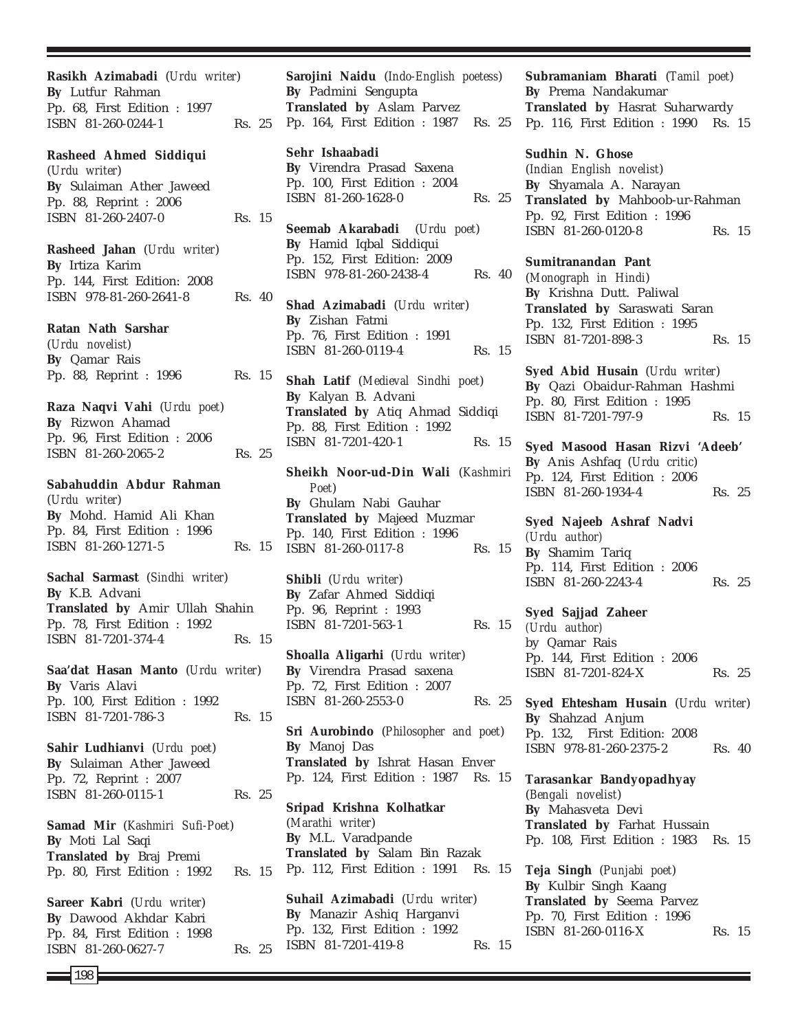**Rasikh Azimabadi** (*Urdu writer*)
**By** Lutfur Rahman
Pp. 68, First Edition : 1997
ISBN 81-260-0244-1 Rs. 25

**Rasheed Ahmed Siddiqui**
(*Urdu writer*)
**By** Sulaiman Ather Jaweed
Pp. 88, Reprint : 2006
ISBN 81-260-2407-0 Rs. 15

**Rasheed Jahan** (*Urdu writer*)
**By** Irtiza Karim
Pp. 144, First Edition: 2008
ISBN 978-81-260-2641-8 Rs. 40

**Ratan Nath Sarshar**
(*Urdu novelist*)
**By** Qamar Rais
Pp. 88, Reprint : 1996 Rs. 15

**Raza Naqvi Vahi** (*Urdu poet*)
**By** Rizwon Ahamad
Pp. 96, First Edition : 2006
ISBN 81-260-2065-2 Rs. 25

**Sabahuddin Abdur Rahman**
(*Urdu writer*)
**By** Mohd. Hamid Ali Khan
Pp. 84, First Edition : 1996
ISBN 81-260-1271-5 Rs. 15

**Sachal Sarmast** (*Sindhi writer*)
**By** K.B. Advani
**Translated by** Amir Ullah Shahin
Pp. 78, First Edition : 1992
ISBN 81-7201-374-4 Rs. 15

**Saa'dat Hasan Manto** (*Urdu writer*)
**By** Varis Alavi
Pp. 100, First Edition : 1992
ISBN 81-7201-786-3 Rs. 15

**Sahir Ludhianvi** (*Urdu poet*)
**By** Sulaiman Ather Jaweed
Pp. 72, Reprint : 2007
ISBN 81-260-0115-1 Rs. 25

**Samad Mir** (*Kashmiri Sufi-Poet*)
**By** Moti Lal Saqi
**Translated by** Braj Premi
Pp. 80, First Edition : 1992 Rs. 15

**Sareer Kabri** (*Urdu writer*)
**By** Dawood Akhdar Kabri
Pp. 84, First Edition : 1998
ISBN 81-260-0627-7 Rs. 25

**Sarojini Naidu** (*Indo-English poetess*)
**By** Padmini Sengupta
**Translated by** Aslam Parvez
Pp. 164, First Edition : 1987 Rs. 25

**Sehr Ishaabadi**
**By** Virendra Prasad Saxena
Pp. 100, First Edition : 2004
ISBN 81-260-1628-0 Rs. 25

**Seemab Akarabadi** (*Urdu poet*)
**By** Hamid Iqbal Siddiqui
Pp. 152, First Edition: 2009
ISBN 978-81-260-2438-4 Rs. 40

**Shad Azimabadi** (*Urdu writer*)
**By** Zishan Fatmi
Pp. 76, First Edition : 1991
ISBN 81-260-0119-4 Rs. 15

**Shah Latif** (*Medieval Sindhi poet*)
**By** Kalyan B. Advani
**Translated by** Atiq Ahmad Siddiqi
Pp. 88, First Edition : 1992
ISBN 81-7201-420-1 Rs. 15

**Sheikh Noor-ud-Din Wali** (*Kashmiri Poet*)
**By** Ghulam Nabi Gauhar
**Translated by** Majeed Muzmar
Pp. 140, First Edition : 1996
ISBN 81-260-0117-8 Rs. 15

**Shibli** (*Urdu writer*)
**By** Zafar Ahmed Siddiqi
Pp. 96, Reprint : 1993
ISBN 81-7201-563-1 Rs. 15

**Shoalla Aligarhi** (*Urdu writer*)
**By** Virendra Prasad saxena
Pp. 72, First Edition : 2007
ISBN 81-260-2553-0 Rs. 25

**Sri Aurobindo** (*Philosopher and poet*)
**By** Manoj Das
**Translated by** Ishrat Hasan Enver
Pp. 124, First Edition : 1987 Rs. 15

**Sripad Krishna Kolhatkar**
(*Marathi writer*)
**By** M.L. Varadpande
**Translated by** Salam Bin Razak
Pp. 112, First Edition : 1991 Rs. 15

**Suhail Azimabadi** (*Urdu writer*)
**By** Manazir Ashiq Harganvi
Pp. 132, First Edition : 1992
ISBN 81-7201-419-8 Rs. 15

**Subramaniam Bharati** (*Tamil poet*)
**By** Prema Nandakumar
**Translated by** Hasrat Suharwardy
Pp. 116, First Edition : 1990 Rs. 15

**Sudhin N. Ghose**
(*Indian English novelist*)
**By** Shyamala A. Narayan
**Translated by** Mahboob-ur-Rahman
Pp. 92, First Edition : 1996
ISBN 81-260-0120-8 Rs. 15

**Sumitranandan Pant**
(*Monograph in Hindi*)
**By** Krishna Dutt. Paliwal
**Translated by** Saraswati Saran
Pp. 132, First Edition : 1995
ISBN 81-7201-898-3 Rs. 15

**Syed Abid Husain** (*Urdu writer*)
**By** Qazi Obaidur-Rahman Hashmi
Pp. 80, First Edition : 1995
ISBN 81-7201-797-9 Rs. 15

**Syed Masood Hasan Rizvi 'Adeeb'**
**By** Anis Ashfaq (*Urdu critic*)
Pp. 124, First Edition : 2006
ISBN 81-260-1934-4 Rs. 25

**Syed Najeeb Ashraf Nadvi**
(*Urdu author*)
**By** Shamim Tariq
Pp. 114, First Edition : 2006
ISBN 81-260-2243-4 Rs. 25

**Syed Sajjad Zaheer**
(*Urdu author*)
by Qamar Rais
Pp. 144, First Edition : 2006
ISBN 81-7201-824-X Rs. 25

**Syed Ehtesham Husain** (*Urdu writer*)
**By** Shahzad Anjum
Pp. 132, First Edition: 2008
ISBN 978-81-260-2375-2 Rs. 40

**Tarasankar Bandyopadhyay**
(*Bengali novelist*)
**By** Mahasveta Devi
**Translated by** Farhat Hussain
Pp. 108, First Edition : 1983 Rs. 15

**Teja Singh** (*Punjabi poet*)
**By** Kulbir Singh Kaang
**Translated by** Seema Parvez
Pp. 70, First Edition : 1996
ISBN 81-260-0116-X Rs. 15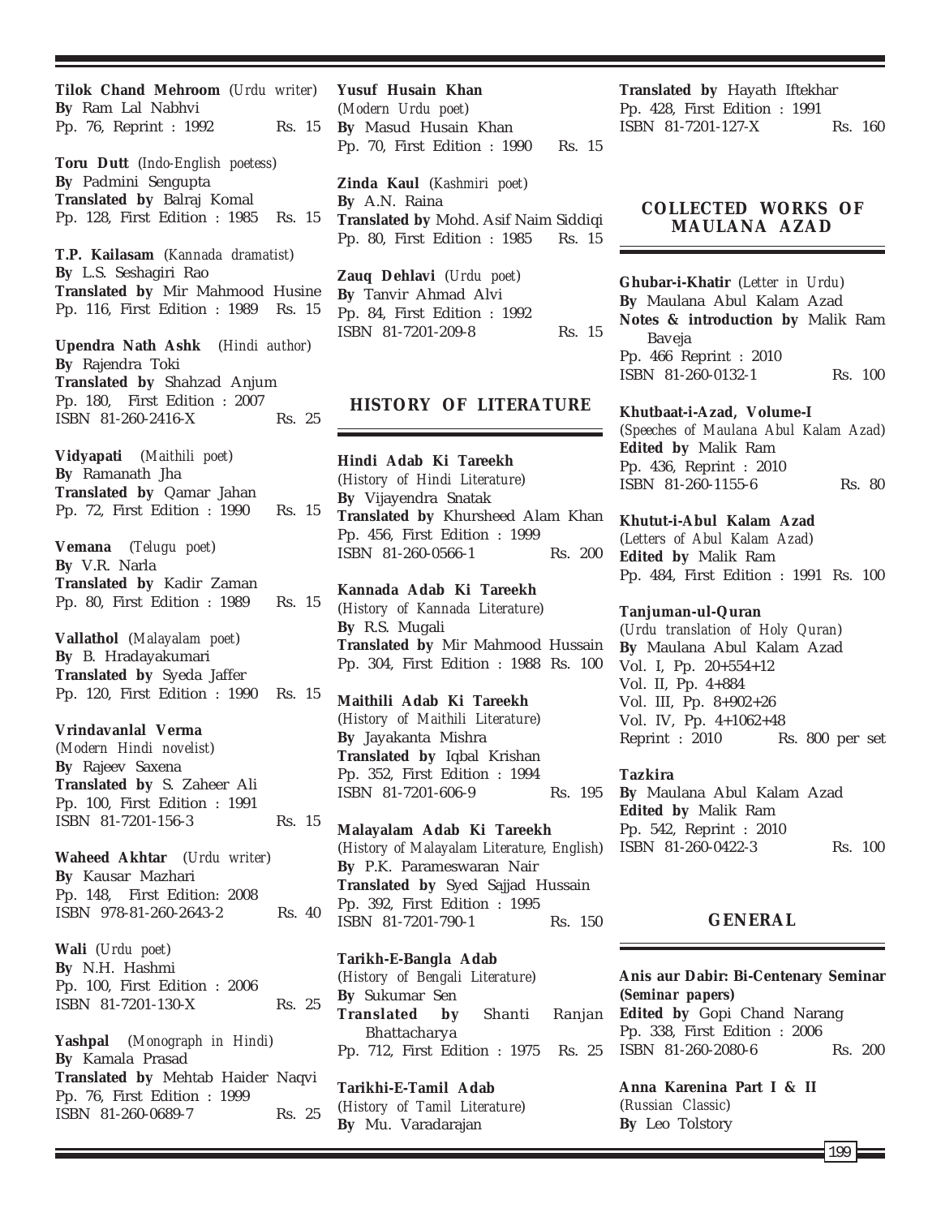**Tilok Chand Mehroom** (*Urdu writer*)
**By** Ram Lal Nabhvi
Pp. 76, Reprint : 1992 Rs. 15

**Toru Dutt** (*Indo-English poetess*)
**By** Padmini Sengupta
**Translated by** Balraj Komal
Pp. 128, First Edition : 1985 Rs. 15

**T.P. Kailasam** (*Kannada dramatist*)
**By** L.S. Seshagiri Rao
**Translated by** Mir Mahmood Husine
Pp. 116, First Edition : 1989 Rs. 15

**Upendra Nath Ashk** (*Hindi author*)
**By** Rajendra Toki
**Translated by** Shahzad Anjum
Pp. 180, First Edition : 2007
ISBN 81-260-2416-X Rs. 25

**Vidyapati** (*Maithili poet*)
**By** Ramanath Jha
**Translated by** Qamar Jahan
Pp. 72, First Edition : 1990 Rs. 15

**Vemana** (*Telugu poet*)
**By** V.R. Narla
**Translated by** Kadir Zaman
Pp. 80, First Edition : 1989 Rs. 15

**Vallathol** (*Malayalam poet*)
**By** B. Hradayakumari
**Translated by** Syeda Jaffer
Pp. 120, First Edition : 1990 Rs. 15

**Vrindavanlal Verma**
(*Modern Hindi novelist*)
**By** Rajeev Saxena
**Translated by** S. Zaheer Ali
Pp. 100, First Edition : 1991
ISBN 81-7201-156-3 Rs. 15

**Waheed Akhtar** (*Urdu writer*)
**By** Kausar Mazhari
Pp. 148, First Edition: 2008
ISBN 978-81-260-2643-2 Rs. 40

**Wali** (*Urdu poet*)
**By** N.H. Hashmi
Pp. 100, First Edition : 2006
ISBN 81-7201-130-X Rs. 25

**Yashpal** (*Monograph in Hindi*)
**By** Kamala Prasad
**Translated by** Mehtab Haider Naqvi
Pp. 76, First Edition : 1999
ISBN 81-260-0689-7 Rs. 25

**Yusuf Husain Khan**
(*Modern Urdu poet*)
**By** Masud Husain Khan
Pp. 70, First Edition : 1990 Rs. 15

**Zinda Kaul** (*Kashmiri poet*)
**By** A.N. Raina
**Translated by** Mohd. Asif Naim Siddiqi
Pp. 80, First Edition : 1985 Rs. 15

**Zauq Dehlavi** (*Urdu poet*)
**By** Tanvir Ahmad Alvi
Pp. 84, First Edition : 1992
ISBN 81-7201-209-8 Rs. 15

## HISTORY OF LITERATURE

**Hindi Adab Ki Tareekh**
(*History of Hindi Literature*)
**By** Vijayendra Snatak
**Translated by** Khursheed Alam Khan
Pp. 456, First Edition : 1999
ISBN 81-260-0566-1 Rs. 200

**Kannada Adab Ki Tareekh**
(*History of Kannada Literature*)
**By** R.S. Mugali
**Translated by** Mir Mahmood Hussain
Pp. 304, First Edition : 1988 Rs. 100

**Maithili Adab Ki Tareekh**
(*History of Maithili Literature*)
**By** Jayakanta Mishra
**Translated by** Iqbal Krishan
Pp. 352, First Edition : 1994
ISBN 81-7201-606-9 Rs. 195

**Malayalam Adab Ki Tareekh**
(*History of Malayalam Literature, English*)
**By** P.K. Parameswaran Nair
**Translated by** Syed Sajjad Hussain
Pp. 392, First Edition : 1995
ISBN 81-7201-790-1 Rs. 150

**Tarikh-E-Bangla Adab**
(*History of Bengali Literature*)
**By** Sukumar Sen
**Translated by** Shanti Ranjan Bhattacharya
Pp. 712, First Edition : 1975 Rs. 25

**Tarikhi-E-Tamil Adab**
(*History of Tamil Literature*)
**By** Mu. Varadarajan
**Translated by** Hayath Iftekhar
Pp. 428, First Edition : 1991
ISBN 81-7201-127-X Rs. 160

## COLLECTED WORKS OF MAULANA AZAD

**Ghubar-i-Khatir** (*Letter in Urdu*)
**By** Maulana Abul Kalam Azad
**Notes & introduction by** Malik Ram Baveja
Pp. 466 Reprint : 2010
ISBN 81-260-0132-1 Rs. 100

**Khutbaat-i-Azad, Volume-I**
(*Speeches of Maulana Abul Kalam Azad*)
**Edited by** Malik Ram
Pp. 436, Reprint : 2010
ISBN 81-260-1155-6 Rs. 80

**Khutut-i-Abul Kalam Azad**
(*Letters of Abul Kalam Azad*)
**Edited by** Malik Ram
Pp. 484, First Edition : 1991 Rs. 100

**Tanjuman-ul-Quran**
(*Urdu translation of Holy Quran*)
**By** Maulana Abul Kalam Azad
Vol. I, Pp. 20+554+12
Vol. II, Pp. 4+884
Vol. III, Pp. 8+902+26
Vol. IV, Pp. 4+1062+48
Reprint : 2010 Rs. 800 per set

**Tazkira**
**By** Maulana Abul Kalam Azad
**Edited by** Malik Ram
Pp. 542, Reprint : 2010
ISBN 81-260-0422-3 Rs. 100

## GENERAL

**Anis aur Dabir: Bi-Centenary Seminar (Seminar papers)**
**Edited by** Gopi Chand Narang
Pp. 338, First Edition : 2006
ISBN 81-260-2080-6 Rs. 200

**Anna Karenina Part I & II**
(*Russian Classic*)
**By** Leo Tolstory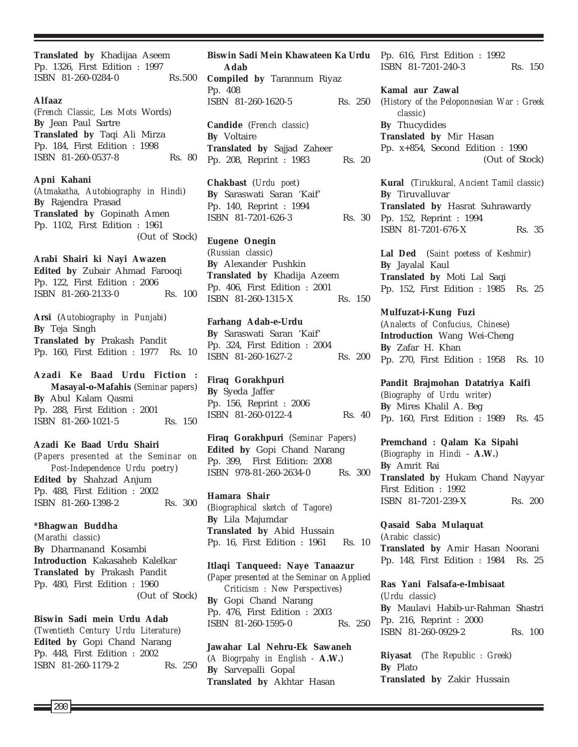**Translated by** Khadijaa Aseem
Pp. 1326, First Edition : 1997
ISBN 81-260-0284-0 Rs.500

**Alfaaz**
(*French Classic, Les Mots* Words)
**By** Jean Paul Sartre
**Translated by** Taqi Ali Mirza
Pp. 184, First Edition : 1998
ISBN 81-260-0537-8 Rs. 80

**Apni Kahani**
(*Atmakatha, Autobiography in Hindi*)
**By** Rajendra Prasad
**Translated by** Gopinath Amen
Pp. 1102, First Edition : 1961
(Out of Stock)

**Arabi Shairi ki Nayi Awazen**
**Edited by** Zubair Ahmad Farooqi
Pp. 122, First Edition : 2006
ISBN 81-260-2133-0 Rs. 100

**Arsi** (*Autobiography in Punjabi*)
**By** Teja Singh
**Translated by** Prakash Pandit
Pp. 160, First Edition : 1977 Rs. 10

**Azadi Ke Baad Urdu Fiction : Masayal-o-Mafahis** (*Seminar papers*)
**By** Abul Kalam Qasmi
Pp. 288, First Edition : 2001
ISBN 81-260-1021-5 Rs. 150

**Azadi Ke Baad Urdu Shairi**
(*Papers presented at the Seminar on Post-Independence Urdu poetry*)
**Edited by** Shahzad Anjum
Pp. 488, First Edition : 2002
ISBN 81-260-1398-2 Rs. 300

**\*Bhagwan Buddha**
(*Marathi classic*)
**By** Dharmanand Kosambi
**Introduction** Kakasaheb Kalelkar
**Translated by** Prakash Pandit
Pp. 480, First Edition : 1960
(Out of Stock)

**Biswin Sadi mein Urdu Adab**
(*Twentieth Century Urdu Literature*)
**Edited by** Gopi Chand Narang
Pp. 448, First Edition : 2002
ISBN 81-260-1179-2 Rs. 250

**Biswin Sadi Mein Khawateen Ka Urdu Adab**
**Compiled by** Tarannum Riyaz
Pp. 408
ISBN 81-260-1620-5 Rs. 250

**Candide** (*French classic*)
**By** Voltaire
**Translated by** Sajjad Zaheer
Pp. 208, Reprint : 1983 Rs. 20

**Chakbast** (*Urdu poet*)
**By** Saraswati Saran 'Kaif'
Pp. 140, Reprint : 1994
ISBN 81-7201-626-3 Rs. 30

**Eugene Onegin**
(*Russian classic*)
**By** Alexander Pushkin
**Translated by** Khadija Azeem
Pp. 406, First Edition : 2001
ISBN 81-260-1315-X Rs. 150

**Farhang Adab-e-Urdu**
**By** Saraswati Saran 'Kaif'
Pp. 324, First Edition : 2004
ISBN 81-260-1627-2 Rs. 200

**Firaq Gorakhpuri**
**By** Syeda Jaffer
Pp. 156, Reprint : 2006
ISBN 81-260-0122-4 Rs. 40

**Firaq Gorakhpuri** (*Seminar Papers*)
**Edited by** Gopi Chand Narang
Pp. 399, First Edition: 2008
ISBN 978-81-260-2634-0 Rs. 300

**Hamara Shair**
(*Biographical sketch of Tagore*)
**By** Lila Majumdar
**Translated by** Abid Hussain
Pp. 16, First Edition : 1961 Rs. 10

**Itlaqi Tanqueed: Naye Tanaazur**
(*Paper presented at the Seminar on Applied Criticism : New Perspectives*)
**By** Gopi Chand Narang
Pp. 476, First Edition : 2003
ISBN 81-260-1595-0 Rs. 250

**Jawahar Lal Nehru-Ek Sawaneh**
(*A Biogrpahy in English -* **A.W.**)
**By** Sarvepalli Gopal
**Translated by** Akhtar Hasan
Pp. 616, First Edition : 1992
ISBN 81-7201-240-3 Rs. 150

**Kamal aur Zawal**
(*History of the Peloponnesian War : Greek classic*)
**By** Thucydides
**Translated by** Mir Hasan
Pp. x+854, Second Edition : 1990
(Out of Stock)

**Kural** (*Tirukkural, Ancient Tamil classic*)
**By** Tiruvalluvar
**Translated by** Hasrat Suhrawardy
Pp. 152, Reprint : 1994
ISBN 81-7201-676-X Rs. 35

**Lal Ded** (*Saint poetess of Keshmir*)
**By** Jayalal Kaul
**Translated by** Moti Lal Saqi
Pp. 152, First Edition : 1985 Rs. 25

**Mulfuzat-i-Kung Fuzi**
(*Analects of Confucius, Chinese*)
**Introduction** Wang Wei-Cheng
**By** Zafar H. Khan
Pp. 270, First Edition : 1958 Rs. 10

**Pandit Brajmohan Datatriya Kaifi**
(*Biography of Urdu writer*)
**By** Mires Khalil A. Beg
Pp. 160, First Edition : 1989 Rs. 45

**Premchand : Qalam Ka Sipahi**
(*Biography in Hindi -* **A.W.**)
**By** Amrit Rai
**Translated by** Hukam Chand Nayyar
First Edition : 1992
ISBN 81-7201-239-X Rs. 200

**Qasaid Saba Mulaquat**
(*Arabic classic*)
**Translated by** Amir Hasan Noorani
Pp. 148, First Edition : 1984 Rs. 25

**Ras Yani Falsafa-e-Imbisaat**
(*Urdu classic*)
**By** Maulavi Habib-ur-Rahman Shastri
Pp. 216, Reprint : 2000
ISBN 81-260-0929-2 Rs. 100

**Riyasat** (*The Republic : Greek*)
**By** Plato
**Translated by** Zakir Hussain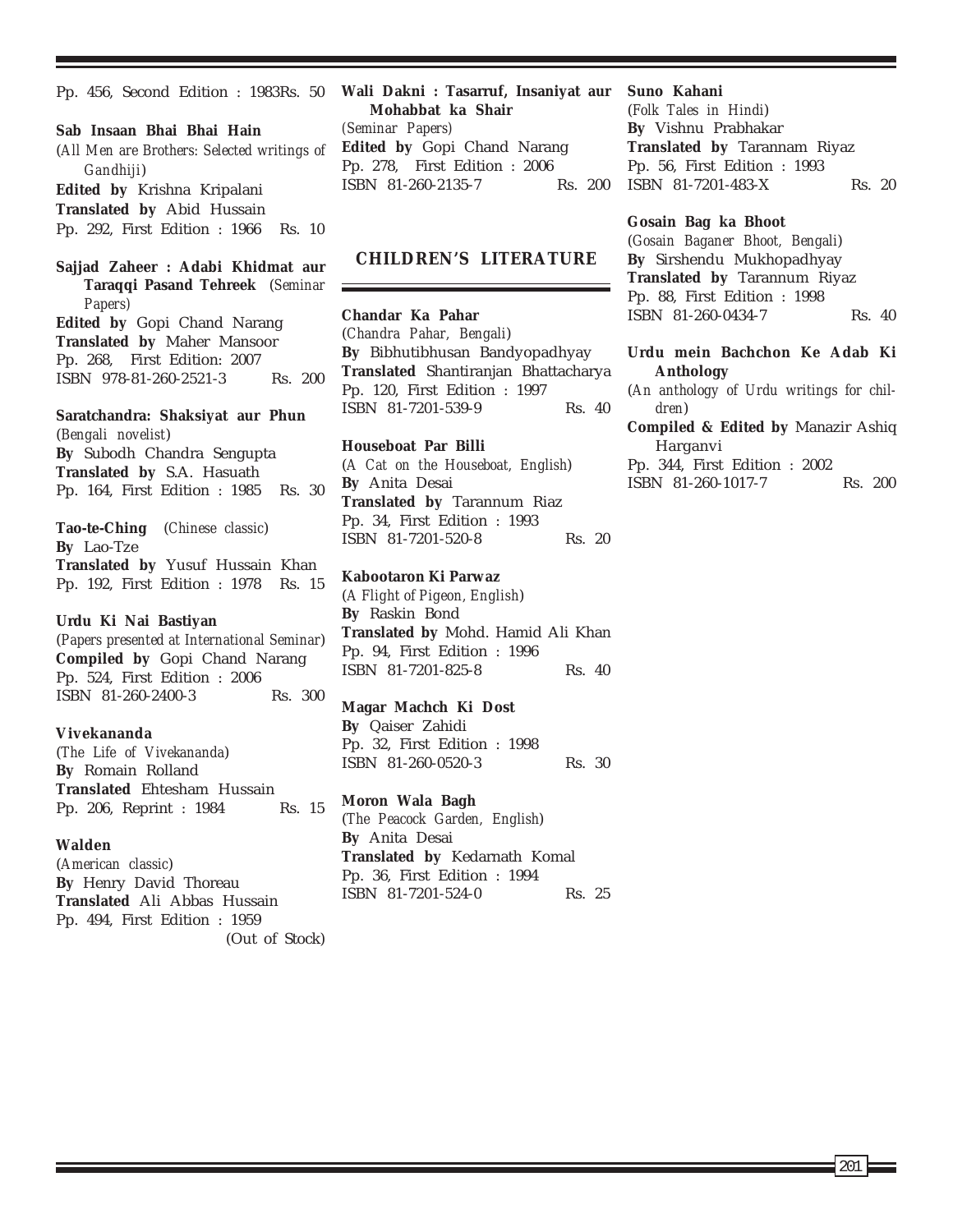Pp. 456, Second Edition : 1983Rs. 50

**Sab Insaan Bhai Bhai Hain**
(*All Men are Brothers: Selected writings of Gandhiji*)
**Edited by** Krishna Kripalani
**Translated by** Abid Hussain
Pp. 292, First Edition : 1966 Rs. 10

**Sajjad Zaheer : Adabi Khidmat aur Taraqqi Pasand Tehreek** (*Seminar Papers*)
**Edited by** Gopi Chand Narang
**Translated by** Maher Mansoor
Pp. 268, First Edition: 2007
ISBN 978-81-260-2521-3 Rs. 200

**Saratchandra: Shaksiyat aur Phun**
(*Bengali novelist*)
**By** Subodh Chandra Sengupta
**Translated by** S.A. Hasuath
Pp. 164, First Edition : 1985 Rs. 30

**Tao-te-Ching** (*Chinese classic*)
**By** Lao-Tze
**Translated by** Yusuf Hussain Khan
Pp. 192, First Edition : 1978 Rs. 15

**Urdu Ki Nai Bastiyan**
(*Papers presented at International Seminar*)
**Compiled by** Gopi Chand Narang
Pp. 524, First Edition : 2006
ISBN 81-260-2400-3 Rs. 300

**Vivekananda**
(*The Life of Vivekananda*)
**By** Romain Rolland
**Translated** Ehtesham Hussain
Pp. 206, Reprint : 1984 Rs. 15

**Walden**
(*American classic*)
**By** Henry David Thoreau
**Translated** Ali Abbas Hussain
Pp. 494, First Edition : 1959
(Out of Stock)

**Wali Dakni : Tasarruf, Insaniyat aur Mohabbat ka Shair**
(*Seminar Papers*)
**Edited by** Gopi Chand Narang
Pp. 278, First Edition : 2006
ISBN 81-260-2135-7 Rs. 200

## CHILDREN'S LITERATURE

**Chandar Ka Pahar**
(*Chandra Pahar, Bengali*)
**By** Bibhutibhusan Bandyopadhyay
**Translated** Shantiranjan Bhattacharya
Pp. 120, First Edition : 1997
ISBN 81-7201-539-9 Rs. 40

**Houseboat Par Billi**
(*A Cat on the Houseboat, English*)
**By** Anita Desai
**Translated by** Tarannum Riaz
Pp. 34, First Edition : 1993
ISBN 81-7201-520-8 Rs. 20

**Kabootaron Ki Parwaz**
(*A Flight of Pigeon, English*)
**By** Raskin Bond
**Translated by** Mohd. Hamid Ali Khan
Pp. 94, First Edition : 1996
ISBN 81-7201-825-8 Rs. 40

**Magar Machch Ki Dost**
**By** Qaiser Zahidi
Pp. 32, First Edition : 1998
ISBN 81-260-0520-3 Rs. 30

**Moron Wala Bagh**
(*The Peacock Garden, English*)
**By** Anita Desai
**Translated by** Kedarnath Komal
Pp. 36, First Edition : 1994
ISBN 81-7201-524-0 Rs. 25

**Suno Kahani**
(*Folk Tales in Hindi*)
**By** Vishnu Prabhakar
**Translated by** Tarannam Riyaz
Pp. 56, First Edition : 1993
ISBN 81-7201-483-X Rs. 20

**Gosain Bag ka Bhoot**
(*Gosain Baganer Bhoot, Bengali*)
**By** Sirshendu Mukhopadhyay
**Translated by** Tarannum Riyaz
Pp. 88, First Edition : 1998
ISBN 81-260-0434-7 Rs. 40

**Urdu mein Bachchon Ke Adab Ki Anthology**
(*An anthology of Urdu writings for children*)
**Compiled & Edited by** Manazir Ashiq Harganvi
Pp. 344, First Edition : 2002
ISBN 81-260-1017-7 Rs. 200